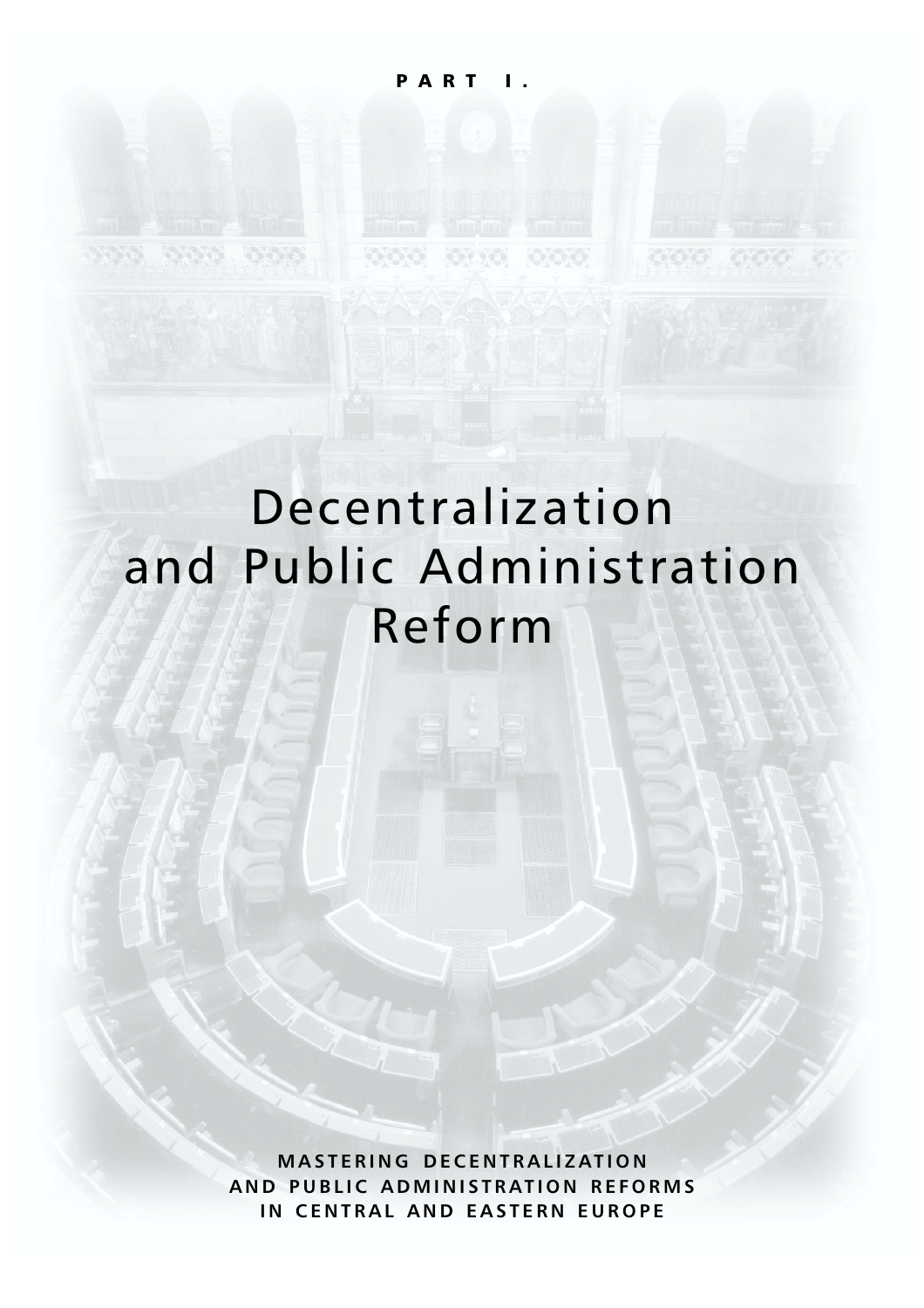PART I.

# Decentralization and Public Administration Reform

MASTERING DECENTRALIZATION AND PUBLIC ADMINISTRATION REFORMS IN CENTRAL AND EASTERN EUROPE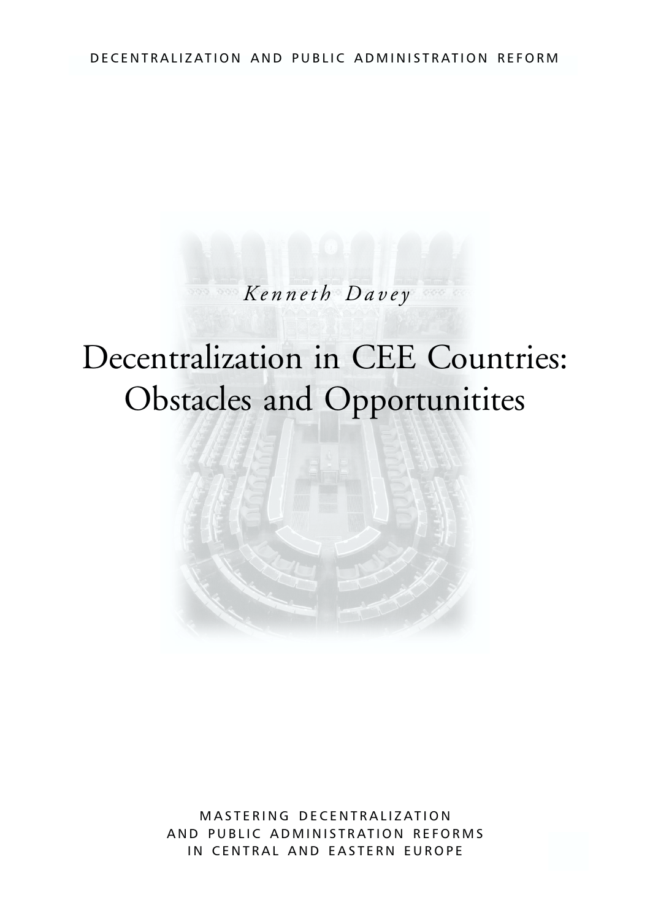DECENTRALIZATION AND PUBLIC ADMINISTRATION REFORM

*Kenneth Davey*

# Decentralization in CEE Countries: Obstacles and Opportunitites

MASTERING DECENTRALIZATION AND PUBLIC ADMINISTRATION REFORMS IN CENTRAL AND EASTERN EUROPE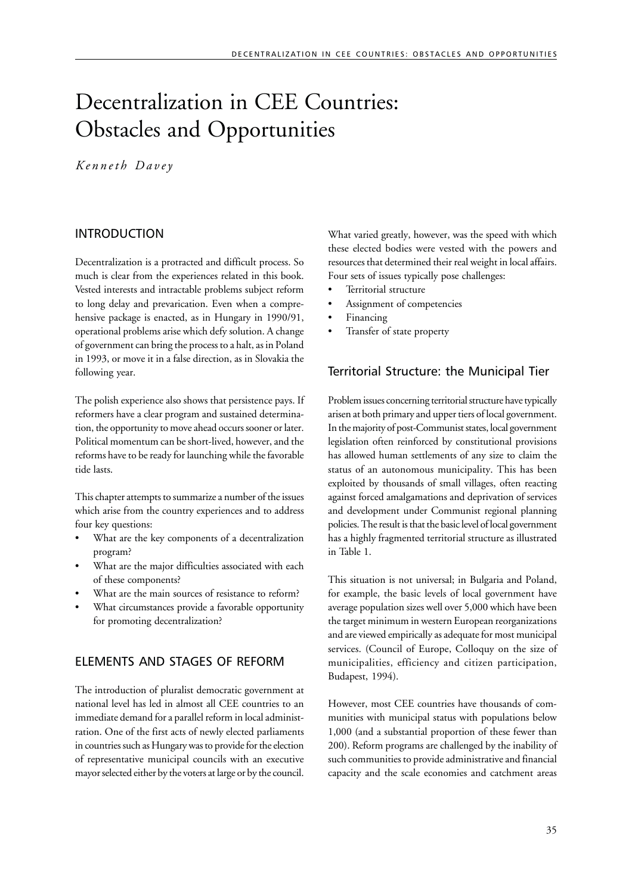# Decentralization in CEE Countries: Obstacles and Opportunities

*Kenneth Davey*

## INTRODUCTION

Decentralization is a protracted and difficult process. So much is clear from the experiences related in this book. Vested interests and intractable problems subject reform to long delay and prevarication. Even when a comprehensive package is enacted, as in Hungary in 1990/91, operational problems arise which defy solution. A change of government can bring the process to a halt, as in Poland in 1993, or move it in a false direction, as in Slovakia the following year.

The polish experience also shows that persistence pays. If reformers have a clear program and sustained determination, the opportunity to move ahead occurs sooner or later. Political momentum can be short-lived, however, and the reforms have to be ready for launching while the favorable tide lasts.

This chapter attempts to summarize a number of the issues which arise from the country experiences and to address four key questions:

- What are the key components of a decentralization program?
- What are the major difficulties associated with each of these components?
- What are the main sources of resistance to reform?
- What circumstances provide a favorable opportunity for promoting decentralization?

## ELEMENTS AND STAGES OF REFORM

The introduction of pluralist democratic government at national level has led in almost all CEE countries to an immediate demand for a parallel reform in local administration. One of the first acts of newly elected parliaments in countries such as Hungary was to provide for the election of representative municipal councils with an executive mayor selected either by the voters at large or by the council. What varied greatly, however, was the speed with which these elected bodies were vested with the powers and resources that determined their real weight in local affairs. Four sets of issues typically pose challenges:

- Territorial structure
- Assignment of competencies
- Financing
- Transfer of state property

### Territorial Structure: the Municipal Tier

Problem issues concerning territorial structure have typically arisen at both primary and upper tiers of local government. In the majority of post-Communist states, local government legislation often reinforced by constitutional provisions has allowed human settlements of any size to claim the status of an autonomous municipality. This has been exploited by thousands of small villages, often reacting against forced amalgamations and deprivation of services and development under Communist regional planning policies. The result is that the basic level of local government has a highly fragmented territorial structure as illustrated in Table 1.

This situation is not universal; in Bulgaria and Poland, for example, the basic levels of local government have average population sizes well over 5,000 which have been the target minimum in western European reorganizations and are viewed empirically as adequate for most municipal services. (Council of Europe, Colloquy on the size of municipalities, efficiency and citizen participation, Budapest, 1994).

However, most CEE countries have thousands of communities with municipal status with populations below 1,000 (and a substantial proportion of these fewer than 200). Reform programs are challenged by the inability of such communities to provide administrative and financial capacity and the scale economies and catchment areas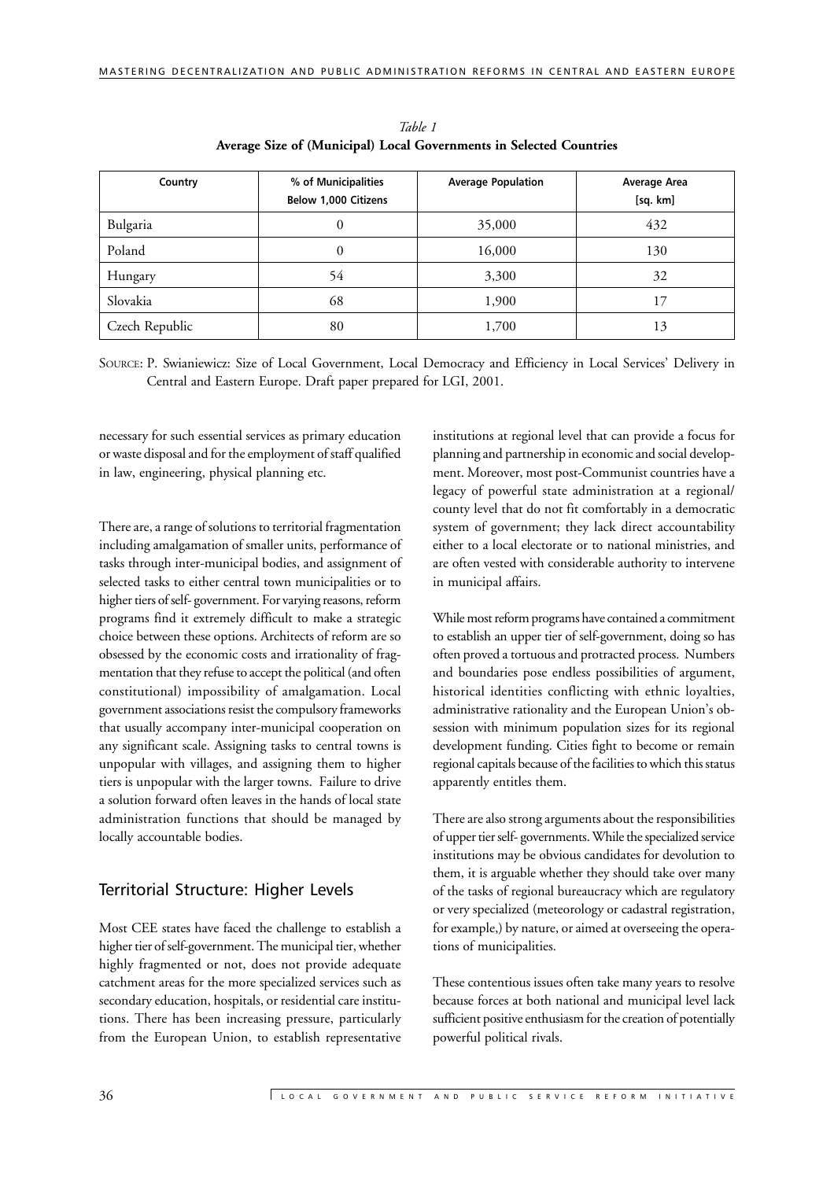*Table 1*
**Average Size of (Municipal) Local Governments in Selected Countries**

| Country | % of Municipalities Below 1,000 Citizens | Average Population | Average Area [sq. km] |
|---|---|---|---|
| Bulgaria | 0 | 35,000 | 432 |
| Poland | 0 | 16,000 | 130 |
| Hungary | 54 | 3,300 | 32 |
| Slovakia | 68 | 1,900 | 17 |
| Czech Republic | 80 | 1,700 | 13 |

SOURCE: P. Swianiewicz: Size of Local Government, Local Democracy and Efficiency in Local Services' Delivery in Central and Eastern Europe. Draft paper prepared for LGI, 2001.

necessary for such essential services as primary education or waste disposal and for the employment of staff qualified in law, engineering, physical planning etc.

There are, a range of solutions to territorial fragmentation including amalgamation of smaller units, performance of tasks through inter-municipal bodies, and assignment of selected tasks to either central town municipalities or to higher tiers of self- government. For varying reasons, reform programs find it extremely difficult to make a strategic choice between these options. Architects of reform are so obsessed by the economic costs and irrationality of fragmentation that they refuse to accept the political (and often constitutional) impossibility of amalgamation. Local government associations resist the compulsory frameworks that usually accompany inter-municipal cooperation on any significant scale. Assigning tasks to central towns is unpopular with villages, and assigning them to higher tiers is unpopular with the larger towns. Failure to drive a solution forward often leaves in the hands of local state administration functions that should be managed by locally accountable bodies.

## Territorial Structure: Higher Levels

Most CEE states have faced the challenge to establish a higher tier of self-government. The municipal tier, whether highly fragmented or not, does not provide adequate catchment areas for the more specialized services such as secondary education, hospitals, or residential care institutions. There has been increasing pressure, particularly from the European Union, to establish representative institutions at regional level that can provide a focus for planning and partnership in economic and social development. Moreover, most post-Communist countries have a legacy of powerful state administration at a regional/ county level that do not fit comfortably in a democratic system of government; they lack direct accountability either to a local electorate or to national ministries, and are often vested with considerable authority to intervene in municipal affairs.

While most reform programs have contained a commitment to establish an upper tier of self-government, doing so has often proved a tortuous and protracted process. Numbers and boundaries pose endless possibilities of argument, historical identities conflicting with ethnic loyalties, administrative rationality and the European Union's obsession with minimum population sizes for its regional development funding. Cities fight to become or remain regional capitals because of the facilities to which this status apparently entitles them.

There are also strong arguments about the responsibilities of upper tier self- governments. While the specialized service institutions may be obvious candidates for devolution to them, it is arguable whether they should take over many of the tasks of regional bureaucracy which are regulatory or very specialized (meteorology or cadastral registration, for example,) by nature, or aimed at overseeing the operations of municipalities.

These contentious issues often take many years to resolve because forces at both national and municipal level lack sufficient positive enthusiasm for the creation of potentially powerful political rivals.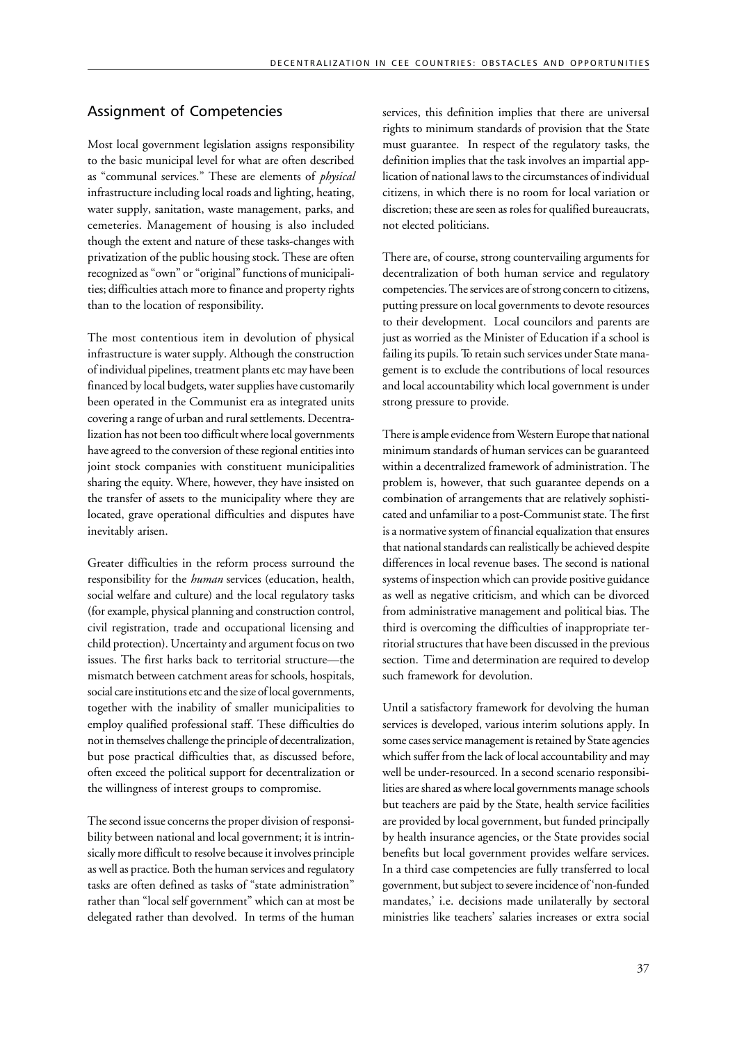## Assignment of Competencies

Most local government legislation assigns responsibility to the basic municipal level for what are often described as "communal services." These are elements of *physical* infrastructure including local roads and lighting, heating, water supply, sanitation, waste management, parks, and cemeteries. Management of housing is also included though the extent and nature of these tasks-changes with privatization of the public housing stock. These are often recognized as "own" or "original" functions of municipalities; difficulties attach more to finance and property rights than to the location of responsibility.

The most contentious item in devolution of physical infrastructure is water supply. Although the construction of individual pipelines, treatment plants etc may have been financed by local budgets, water supplies have customarily been operated in the Communist era as integrated units covering a range of urban and rural settlements. Decentralization has not been too difficult where local governments have agreed to the conversion of these regional entities into joint stock companies with constituent municipalities sharing the equity. Where, however, they have insisted on the transfer of assets to the municipality where they are located, grave operational difficulties and disputes have inevitably arisen.

Greater difficulties in the reform process surround the responsibility for the *human* services (education, health, social welfare and culture) and the local regulatory tasks (for example, physical planning and construction control, civil registration, trade and occupational licensing and child protection). Uncertainty and argument focus on two issues. The first harks back to territorial structure—the mismatch between catchment areas for schools, hospitals, social care institutions etc and the size of local governments, together with the inability of smaller municipalities to employ qualified professional staff. These difficulties do not in themselves challenge the principle of decentralization, but pose practical difficulties that, as discussed before, often exceed the political support for decentralization or the willingness of interest groups to compromise.

The second issue concerns the proper division of responsibility between national and local government; it is intrinsically more difficult to resolve because it involves principle as well as practice. Both the human services and regulatory tasks are often defined as tasks of "state administration" rather than "local self government" which can at most be delegated rather than devolved. In terms of the human services, this definition implies that there are universal rights to minimum standards of provision that the State must guarantee. In respect of the regulatory tasks, the definition implies that the task involves an impartial application of national laws to the circumstances of individual citizens, in which there is no room for local variation or discretion; these are seen as roles for qualified bureaucrats, not elected politicians.

There are, of course, strong countervailing arguments for decentralization of both human service and regulatory competencies. The services are of strong concern to citizens, putting pressure on local governments to devote resources to their development. Local councilors and parents are just as worried as the Minister of Education if a school is failing its pupils. To retain such services under State management is to exclude the contributions of local resources and local accountability which local government is under strong pressure to provide.

There is ample evidence from Western Europe that national minimum standards of human services can be guaranteed within a decentralized framework of administration. The problem is, however, that such guarantee depends on a combination of arrangements that are relatively sophisticated and unfamiliar to a post-Communist state. The first is a normative system of financial equalization that ensures that national standards can realistically be achieved despite differences in local revenue bases. The second is national systems of inspection which can provide positive guidance as well as negative criticism, and which can be divorced from administrative management and political bias. The third is overcoming the difficulties of inappropriate territorial structures that have been discussed in the previous section. Time and determination are required to develop such framework for devolution.

Until a satisfactory framework for devolving the human services is developed, various interim solutions apply. In some cases service management is retained by State agencies which suffer from the lack of local accountability and may well be under-resourced. In a second scenario responsibilities are shared as where local governments manage schools but teachers are paid by the State, health service facilities are provided by local government, but funded principally by health insurance agencies, or the State provides social benefits but local government provides welfare services. In a third case competencies are fully transferred to local government, but subject to severe incidence of 'non-funded mandates,' i.e. decisions made unilaterally by sectoral ministries like teachers' salaries increases or extra social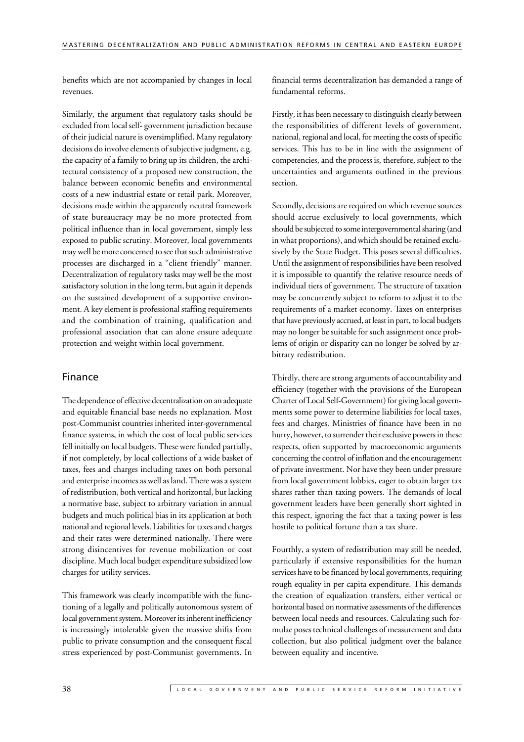benefits which are not accompanied by changes in local revenues.

Similarly, the argument that regulatory tasks should be excluded from local self- government jurisdiction because of their judicial nature is oversimplified. Many regulatory decisions do involve elements of subjective judgment, e.g. the capacity of a family to bring up its children, the architectural consistency of a proposed new construction, the balance between economic benefits and environmental costs of a new industrial estate or retail park. Moreover, decisions made within the apparently neutral framework of state bureaucracy may be no more protected from political influence than in local government, simply less exposed to public scrutiny. Moreover, local governments may well be more concerned to see that such administrative processes are discharged in a "client friendly" manner. Decentralization of regulatory tasks may well be the most satisfactory solution in the long term, but again it depends on the sustained development of a supportive environment. A key element is professional staffing requirements and the combination of training, qualification and professional association that can alone ensure adequate protection and weight within local government.

## Finance

The dependence of effective decentralization on an adequate and equitable financial base needs no explanation. Most post-Communist countries inherited inter-governmental finance systems, in which the cost of local public services fell initially on local budgets. These were funded partially, if not completely, by local collections of a wide basket of taxes, fees and charges including taxes on both personal and enterprise incomes as well as land. There was a system of redistribution, both vertical and horizontal, but lacking a normative base, subject to arbitrary variation in annual budgets and much political bias in its application at both national and regional levels. Liabilities for taxes and charges and their rates were determined nationally. There were strong disincentives for revenue mobilization or cost discipline. Much local budget expenditure subsidized low charges for utility services.

This framework was clearly incompatible with the functioning of a legally and politically autonomous system of local government system. Moreover its inherent inefficiency is increasingly intolerable given the massive shifts from public to private consumption and the consequent fiscal stress experienced by post-Communist governments. In financial terms decentralization has demanded a range of fundamental reforms.

Firstly, it has been necessary to distinguish clearly between the responsibilities of different levels of government, national, regional and local, for meeting the costs of specific services. This has to be in line with the assignment of competencies, and the process is, therefore, subject to the uncertainties and arguments outlined in the previous section.

Secondly, decisions are required on which revenue sources should accrue exclusively to local governments, which should be subjected to some intergovernmental sharing (and in what proportions), and which should be retained exclusively by the State Budget. This poses several difficulties. Until the assignment of responsibilities have been resolved it is impossible to quantify the relative resource needs of individual tiers of government. The structure of taxation may be concurrently subject to reform to adjust it to the requirements of a market economy. Taxes on enterprises that have previously accrued, at least in part, to local budgets may no longer be suitable for such assignment once problems of origin or disparity can no longer be solved by arbitrary redistribution.

Thirdly, there are strong arguments of accountability and efficiency (together with the provisions of the European Charter of Local Self-Government) for giving local governments some power to determine liabilities for local taxes, fees and charges. Ministries of finance have been in no hurry, however, to surrender their exclusive powers in these respects, often supported by macroeconomic arguments concerning the control of inflation and the encouragement of private investment. Nor have they been under pressure from local government lobbies, eager to obtain larger tax shares rather than taxing powers. The demands of local government leaders have been generally short sighted in this respect, ignoring the fact that a taxing power is less hostile to political fortune than a tax share.

Fourthly, a system of redistribution may still be needed, particularly if extensive responsibilities for the human services have to be financed by local governments, requiring rough equality in per capita expenditure. This demands the creation of equalization transfers, either vertical or horizontal based on normative assessments of the differences between local needs and resources. Calculating such formulae poses technical challenges of measurement and data collection, but also political judgment over the balance between equality and incentive.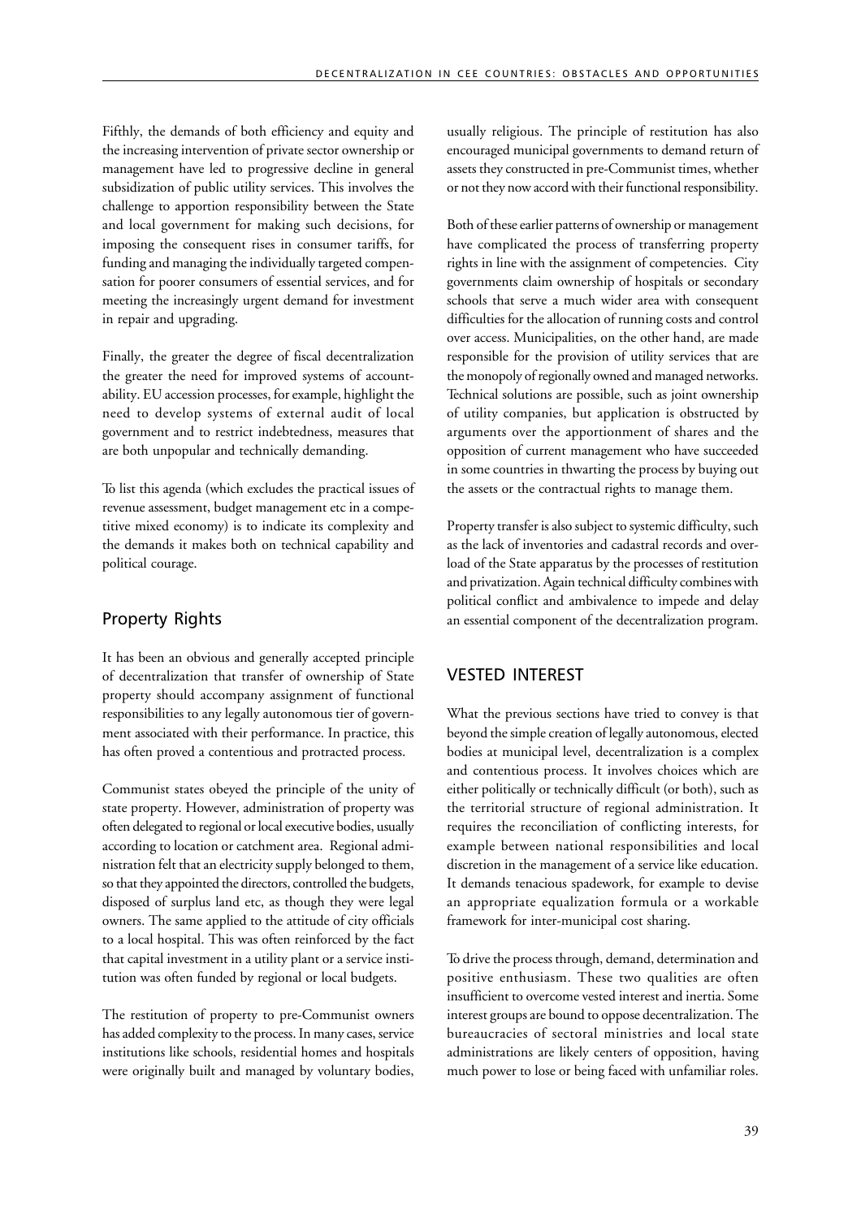Fifthly, the demands of both efficiency and equity and the increasing intervention of private sector ownership or management have led to progressive decline in general subsidization of public utility services. This involves the challenge to apportion responsibility between the State and local government for making such decisions, for imposing the consequent rises in consumer tariffs, for funding and managing the individually targeted compensation for poorer consumers of essential services, and for meeting the increasingly urgent demand for investment in repair and upgrading.

Finally, the greater the degree of fiscal decentralization the greater the need for improved systems of accountability. EU accession processes, for example, highlight the need to develop systems of external audit of local government and to restrict indebtedness, measures that are both unpopular and technically demanding.

To list this agenda (which excludes the practical issues of revenue assessment, budget management etc in a competitive mixed economy) is to indicate its complexity and the demands it makes both on technical capability and political courage.

## Property Rights

It has been an obvious and generally accepted principle of decentralization that transfer of ownership of State property should accompany assignment of functional responsibilities to any legally autonomous tier of government associated with their performance. In practice, this has often proved a contentious and protracted process.

Communist states obeyed the principle of the unity of state property. However, administration of property was often delegated to regional or local executive bodies, usually according to location or catchment area. Regional administration felt that an electricity supply belonged to them, so that they appointed the directors, controlled the budgets, disposed of surplus land etc, as though they were legal owners. The same applied to the attitude of city officials to a local hospital. This was often reinforced by the fact that capital investment in a utility plant or a service institution was often funded by regional or local budgets.

The restitution of property to pre-Communist owners has added complexity to the process. In many cases, service institutions like schools, residential homes and hospitals were originally built and managed by voluntary bodies, usually religious. The principle of restitution has also encouraged municipal governments to demand return of assets they constructed in pre-Communist times, whether or not they now accord with their functional responsibility.

Both of these earlier patterns of ownership or management have complicated the process of transferring property rights in line with the assignment of competencies. City governments claim ownership of hospitals or secondary schools that serve a much wider area with consequent difficulties for the allocation of running costs and control over access. Municipalities, on the other hand, are made responsible for the provision of utility services that are the monopoly of regionally owned and managed networks. Technical solutions are possible, such as joint ownership of utility companies, but application is obstructed by arguments over the apportionment of shares and the opposition of current management who have succeeded in some countries in thwarting the process by buying out the assets or the contractual rights to manage them.

Property transfer is also subject to systemic difficulty, such as the lack of inventories and cadastral records and overload of the State apparatus by the processes of restitution and privatization. Again technical difficulty combines with political conflict and ambivalence to impede and delay an essential component of the decentralization program.

## VESTED INTEREST

What the previous sections have tried to convey is that beyond the simple creation of legally autonomous, elected bodies at municipal level, decentralization is a complex and contentious process. It involves choices which are either politically or technically difficult (or both), such as the territorial structure of regional administration. It requires the reconciliation of conflicting interests, for example between national responsibilities and local discretion in the management of a service like education. It demands tenacious spadework, for example to devise an appropriate equalization formula or a workable framework for inter-municipal cost sharing.

To drive the process through, demand, determination and positive enthusiasm. These two qualities are often insufficient to overcome vested interest and inertia. Some interest groups are bound to oppose decentralization. The bureaucracies of sectoral ministries and local state administrations are likely centers of opposition, having much power to lose or being faced with unfamiliar roles.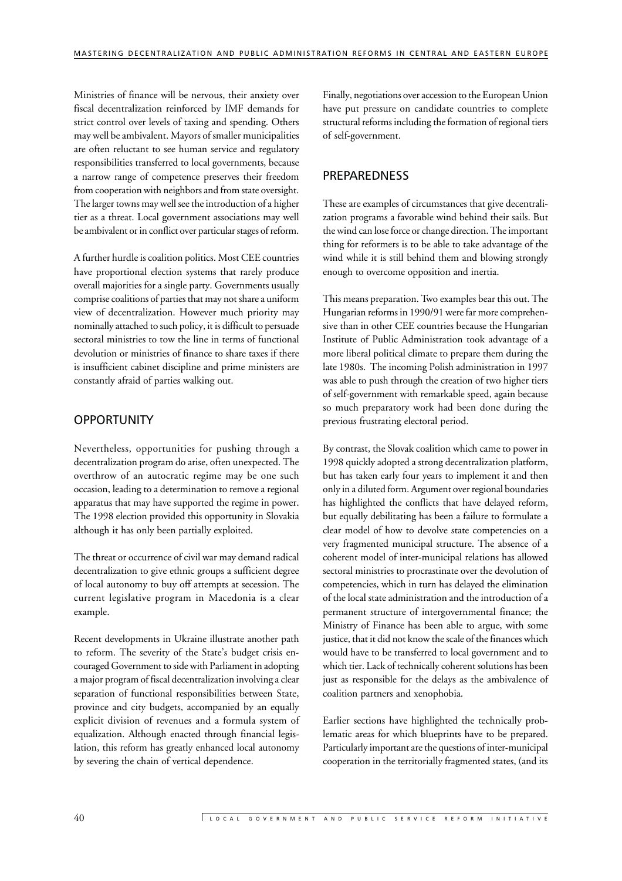Ministries of finance will be nervous, their anxiety over fiscal decentralization reinforced by IMF demands for strict control over levels of taxing and spending. Others may well be ambivalent. Mayors of smaller municipalities are often reluctant to see human service and regulatory responsibilities transferred to local governments, because a narrow range of competence preserves their freedom from cooperation with neighbors and from state oversight. The larger towns may well see the introduction of a higher tier as a threat. Local government associations may well be ambivalent or in conflict over particular stages of reform.

A further hurdle is coalition politics. Most CEE countries have proportional election systems that rarely produce overall majorities for a single party. Governments usually comprise coalitions of parties that may not share a uniform view of decentralization. However much priority may nominally attached to such policy, it is difficult to persuade sectoral ministries to tow the line in terms of functional devolution or ministries of finance to share taxes if there is insufficient cabinet discipline and prime ministers are constantly afraid of parties walking out.

## OPPORTUNITY

Nevertheless, opportunities for pushing through a decentralization program do arise, often unexpected. The overthrow of an autocratic regime may be one such occasion, leading to a determination to remove a regional apparatus that may have supported the regime in power. The 1998 election provided this opportunity in Slovakia although it has only been partially exploited.

The threat or occurrence of civil war may demand radical decentralization to give ethnic groups a sufficient degree of local autonomy to buy off attempts at secession. The current legislative program in Macedonia is a clear example.

Recent developments in Ukraine illustrate another path to reform. The severity of the State's budget crisis encouraged Government to side with Parliament in adopting a major program of fiscal decentralization involving a clear separation of functional responsibilities between State, province and city budgets, accompanied by an equally explicit division of revenues and a formula system of equalization. Although enacted through financial legislation, this reform has greatly enhanced local autonomy by severing the chain of vertical dependence.

Finally, negotiations over accession to the European Union have put pressure on candidate countries to complete structural reforms including the formation of regional tiers of self-government.

## PREPAREDNESS

These are examples of circumstances that give decentralization programs a favorable wind behind their sails. But the wind can lose force or change direction. The important thing for reformers is to be able to take advantage of the wind while it is still behind them and blowing strongly enough to overcome opposition and inertia.

This means preparation. Two examples bear this out. The Hungarian reforms in 1990/91 were far more comprehensive than in other CEE countries because the Hungarian Institute of Public Administration took advantage of a more liberal political climate to prepare them during the late 1980s. The incoming Polish administration in 1997 was able to push through the creation of two higher tiers of self-government with remarkable speed, again because so much preparatory work had been done during the previous frustrating electoral period.

By contrast, the Slovak coalition which came to power in 1998 quickly adopted a strong decentralization platform, but has taken early four years to implement it and then only in a diluted form. Argument over regional boundaries has highlighted the conflicts that have delayed reform, but equally debilitating has been a failure to formulate a clear model of how to devolve state competencies on a very fragmented municipal structure. The absence of a coherent model of inter-municipal relations has allowed sectoral ministries to procrastinate over the devolution of competencies, which in turn has delayed the elimination of the local state administration and the introduction of a permanent structure of intergovernmental finance; the Ministry of Finance has been able to argue, with some justice, that it did not know the scale of the finances which would have to be transferred to local government and to which tier. Lack of technically coherent solutions has been just as responsible for the delays as the ambivalence of coalition partners and xenophobia.

Earlier sections have highlighted the technically problematic areas for which blueprints have to be prepared. Particularly important are the questions of inter-municipal cooperation in the territorially fragmented states, (and its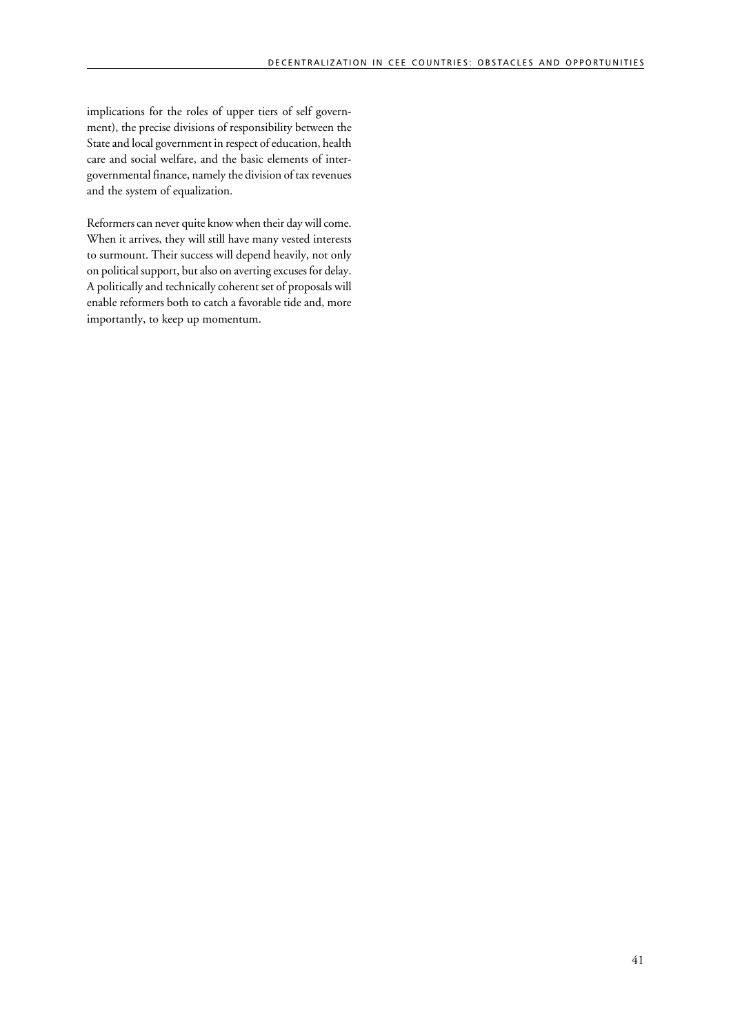implications for the roles of upper tiers of self government), the precise divisions of responsibility between the State and local government in respect of education, health care and social welfare, and the basic elements of intergovernmental finance, namely the division of tax revenues and the system of equalization.

Reformers can never quite know when their day will come. When it arrives, they will still have many vested interests to surmount. Their success will depend heavily, not only on political support, but also on averting excuses for delay. A politically and technically coherent set of proposals will enable reformers both to catch a favorable tide and, more importantly, to keep up momentum.